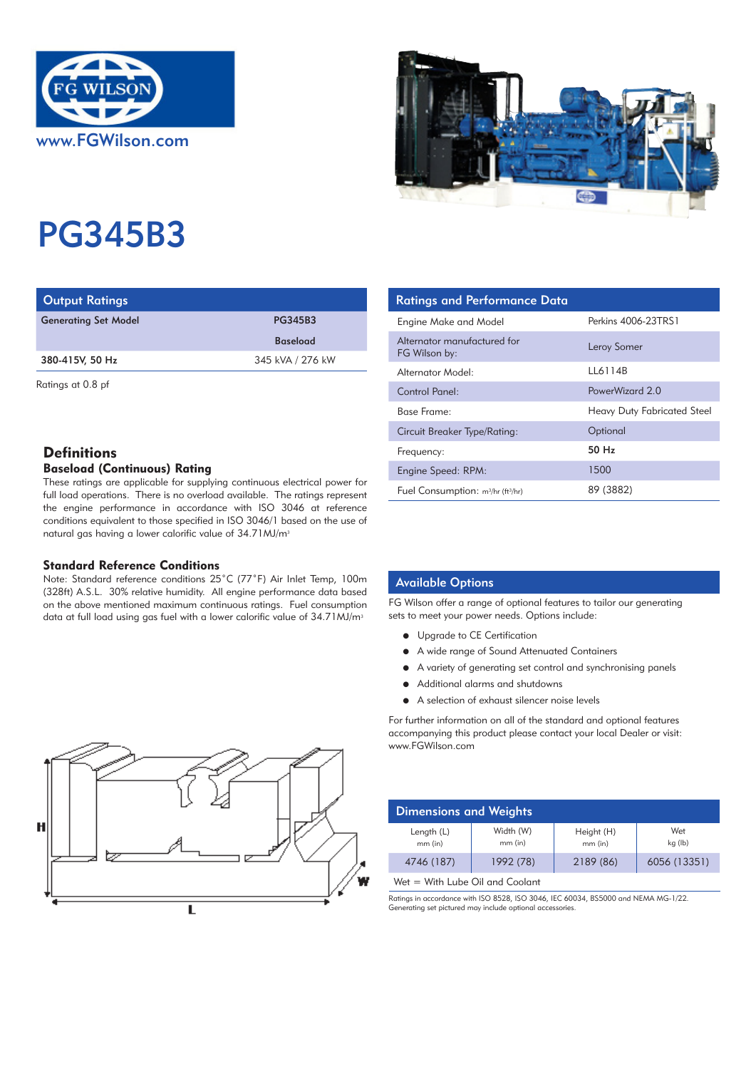www.FGWilson.com

# PG345B3

## Output Ratings

| Generating Set Model | PG345B3 |
|---|---|
| | Baseload |
| 380-415V, 50 Hz | 345 kVA / 276 kW |

Ratings at 0.8 pf

## Ratings and Performance Data

| | |
|---|---|
| Engine Make and Model | Perkins 4006-23TRS1 |
| Alternator manufactured for FG Wilson by: | Leroy Somer |
| Alternator Model: | LL6114B |
| Control Panel: | PowerWizard 2.0 |
| Base Frame: | Heavy Duty Fabricated Steel |
| Circuit Breaker Type/Rating: | Optional |
| Frequency: | **50 Hz** |
| Engine Speed: RPM: | 1500 |
| Fuel Consumption: $m^3/hr$ ($ft^3/hr$) | 89 (3882) |

## Definitions

### Baseload (Continuous) Rating

These ratings are applicable for supplying continuous electrical power for full load operations. There is no overload available. The ratings represent the engine performance in accordance with ISO 3046 at reference conditions equivalent to those specified in ISO 3046/1 based on the use of natural gas having a lower calorific value of 34.71MJ/$m^3$

### Standard Reference Conditions

Note: Standard reference conditions 25°C (77°F) Air Inlet Temp, 100m (328ft) A.S.L. 30% relative humidity. All engine performance data based on the above mentioned maximum continuous ratings. Fuel consumption data at full load using gas fuel with a lower calorific value of 34.71MJ/$m^3$

## Available Options

FG Wilson offer a range of optional features to tailor our generating sets to meet your power needs. Options include:

- Upgrade to CE Certification
- A wide range of Sound Attenuated Containers
- A variety of generating set control and synchronising panels
- Additional alarms and shutdowns
- A selection of exhaust silencer noise levels

For further information on all of the standard and optional features accompanying this product please contact your local Dealer or visit: www.FGWilson.com

## Dimensions and Weights

| Length (L) mm (in) | Width (W) mm (in) | Height (H) mm (in) | Wet kg (lb) |
|---|---|---|---|
| 4746 (187) | 1992 (78) | 2189 (86) | 6056 (13351) |

Wet = With Lube Oil and Coolant

Ratings in accordance with ISO 8528, ISO 3046, IEC 60034, BS5000 and NEMA MG-1/22.
Generating set pictured may include optional accessories.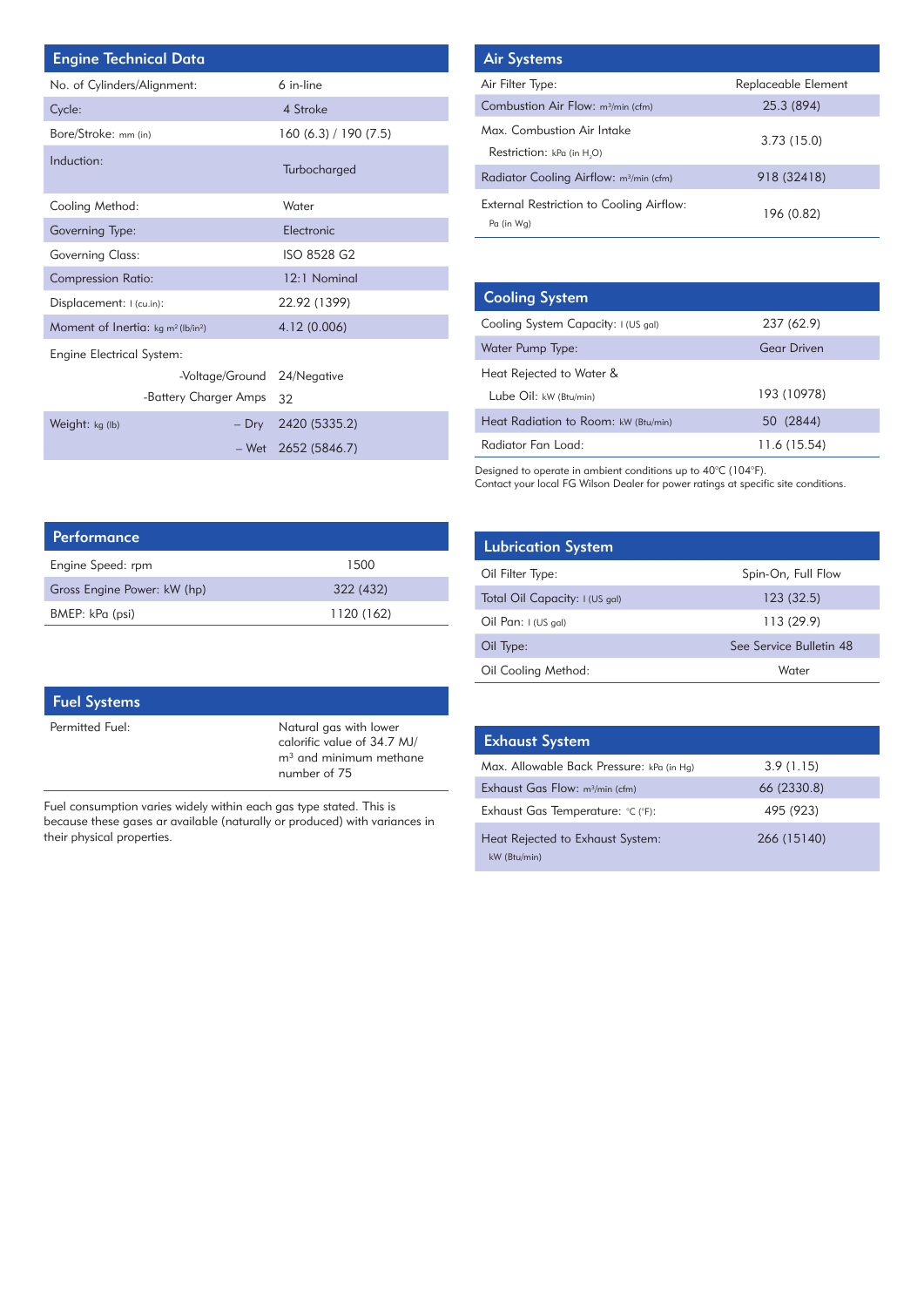## Engine Technical Data

| | |
|---|---|
| No. of Cylinders/Alignment: | 6 in-line |
| Cycle: | 4 Stroke |
| Bore/Stroke: mm (in) | 160 (6.3) / 190 (7.5) |
| Induction: | Turbocharged |
| Cooling Method: | Water |
| Governing Type: | Electronic |
| Governing Class: | ISO 8528 G2 |
| Compression Ratio: | 12:1 Nominal |
| Displacement: l (cu.in): | 22.92 (1399) |
| Moment of Inertia: kg m² (lb/in²) | 4.12 (0.006) |
| Engine Electrical System: | |
| -Voltage/Ground | 24/Negative |
| -Battery Charger Amps | 32 |
| Weight: kg (lb) – Dry | 2420 (5335.2) |
| – Wet | 2652 (5846.7) |

## Performance

| | |
|---|---|
| Engine Speed: rpm | 1500 |
| Gross Engine Power: kW (hp) | 322 (432) |
| BMEP: kPa (psi) | 1120 (162) |

## Fuel Systems

| | |
|---|---|
| Permitted Fuel: | Natural gas with lower calorific value of 34.7 MJ/m³ and minimum methane number of 75 |

Fuel consumption varies widely within each gas type stated. This is because these gases ar available (naturally or produced) with variances in their physical properties.

## Air Systems

| | |
|---|---|
| Air Filter Type: | Replaceable Element |
| Combustion Air Flow: m³/min (cfm) | 25.3 (894) |
| Max. Combustion Air Intake Restriction: kPa (in $H_2O$) | 3.73 (15.0) |
| Radiator Cooling Airflow: m³/min (cfm) | 918 (32418) |
| External Restriction to Cooling Airflow: Pa (in Wg) | 196 (0.82) |

## Cooling System

| | |
|---|---|
| Cooling System Capacity: l (US gal) | 237 (62.9) |
| Water Pump Type: | Gear Driven |
| Heat Rejected to Water & Lube Oil: kW (Btu/min) | 193 (10978) |
| Heat Radiation to Room: kW (Btu/min) | 50 (2844) |
| Radiator Fan Load: | 11.6 (15.54) |

Designed to operate in ambient conditions up to 40°C (104°F).
Contact your local FG Wilson Dealer for power ratings at specific site conditions.

## Lubrication System

| | |
|---|---|
| Oil Filter Type: | Spin-On, Full Flow |
| Total Oil Capacity: l (US gal) | 123 (32.5) |
| Oil Pan: l (US gal) | 113 (29.9) |
| Oil Type: | See Service Bulletin 48 |
| Oil Cooling Method: | Water |

## Exhaust System

| | |
|---|---|
| Max. Allowable Back Pressure: kPa (in Hg) | 3.9 (1.15) |
| Exhaust Gas Flow: m³/min (cfm) | 66 (2330.8) |
| Exhaust Gas Temperature: °C (°F): | 495 (923) |
| Heat Rejected to Exhaust System: kW (Btu/min) | 266 (15140) |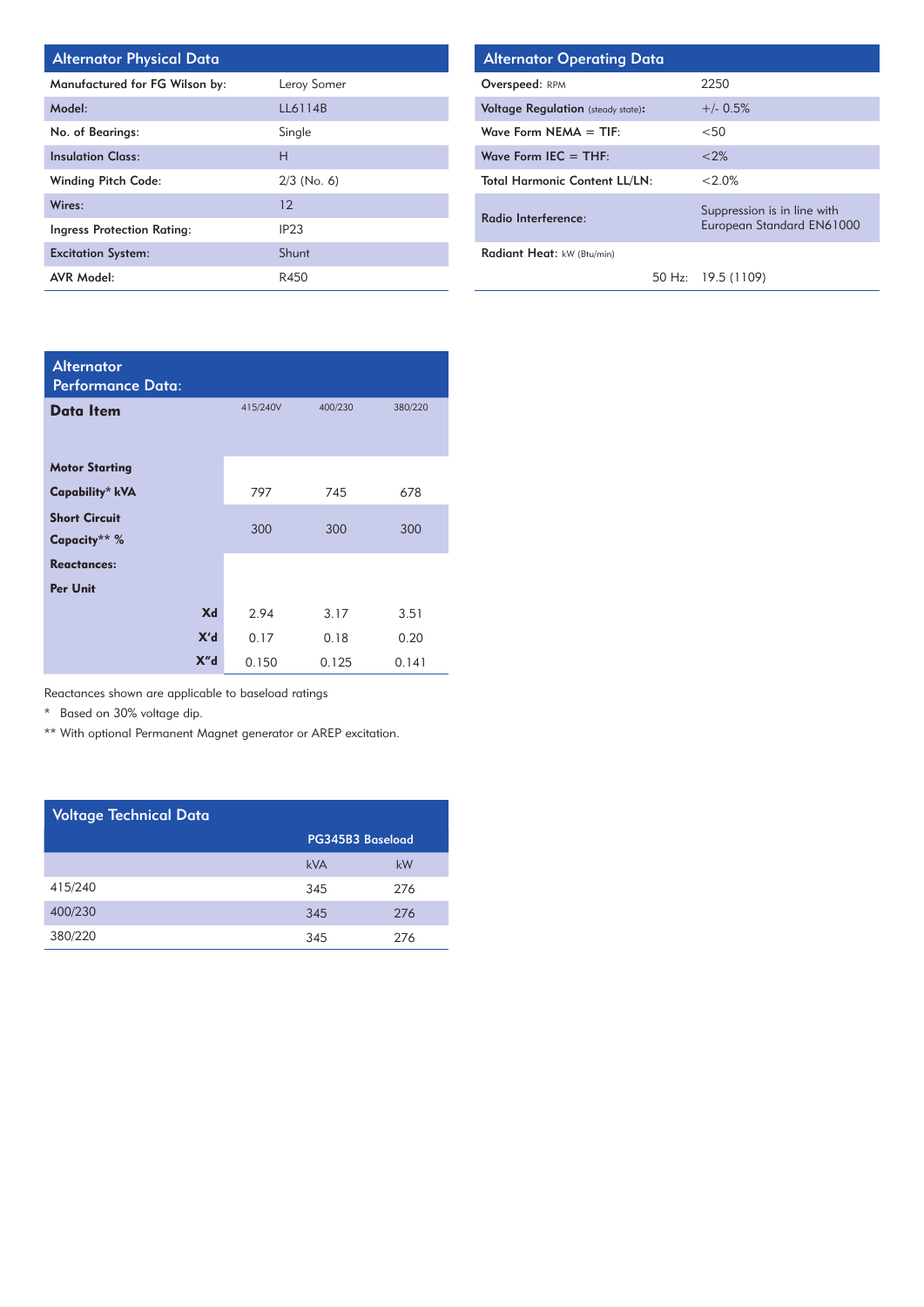## Alternator Physical Data

| | |
|---|---|
| Manufactured for FG Wilson by: | Leroy Somer |
| Model: | LL6114B |
| No. of Bearings: | Single |
| Insulation Class: | H |
| Winding Pitch Code: | 2/3 (No. 6) |
| Wires: | 12 |
| Ingress Protection Rating: | IP23 |
| Excitation System: | Shunt |
| AVR Model: | R450 |

## Alternator Operating Data

| | |
|---|---|
| Overspeed: RPM | 2250 |
| Voltage Regulation (steady state): | +/- 0.5% |
| Wave Form NEMA = TIF: | <50 |
| Wave Form IEC = THF: | <2% |
| Total Harmonic Content LL/LN: | <2.0% |
| Radio Interference: | Suppression is in line with European Standard EN61000 |
| Radiant Heat: kW (Btu/min) | |
| 50 Hz: | 19.5 (1109) |

## Alternator Performance Data:

| Data Item | | 415/240V | 400/230 | 380/220 |
|---|---|---|---|---|
| Motor Starting Capability* kVA | | 797 | 745 | 678 |
| Short Circuit Capacity** % | | 300 | 300 | 300 |
| Reactances: Per Unit | | | | |
| | Xd | 2.94 | 3.17 | 3.51 |
| | X'd | 0.17 | 0.18 | 0.20 |
| | X"d | 0.150 | 0.125 | 0.141 |

Reactances shown are applicable to baseload ratings

\* Based on 30% voltage dip.

\** With optional Permanent Magnet generator or AREP excitation.

## Voltage Technical Data

| | PG345B3 Baseload | |
|---|---|---|
| | kVA | kW |
| 415/240 | 345 | 276 |
| 400/230 | 345 | 276 |
| 380/220 | 345 | 276 |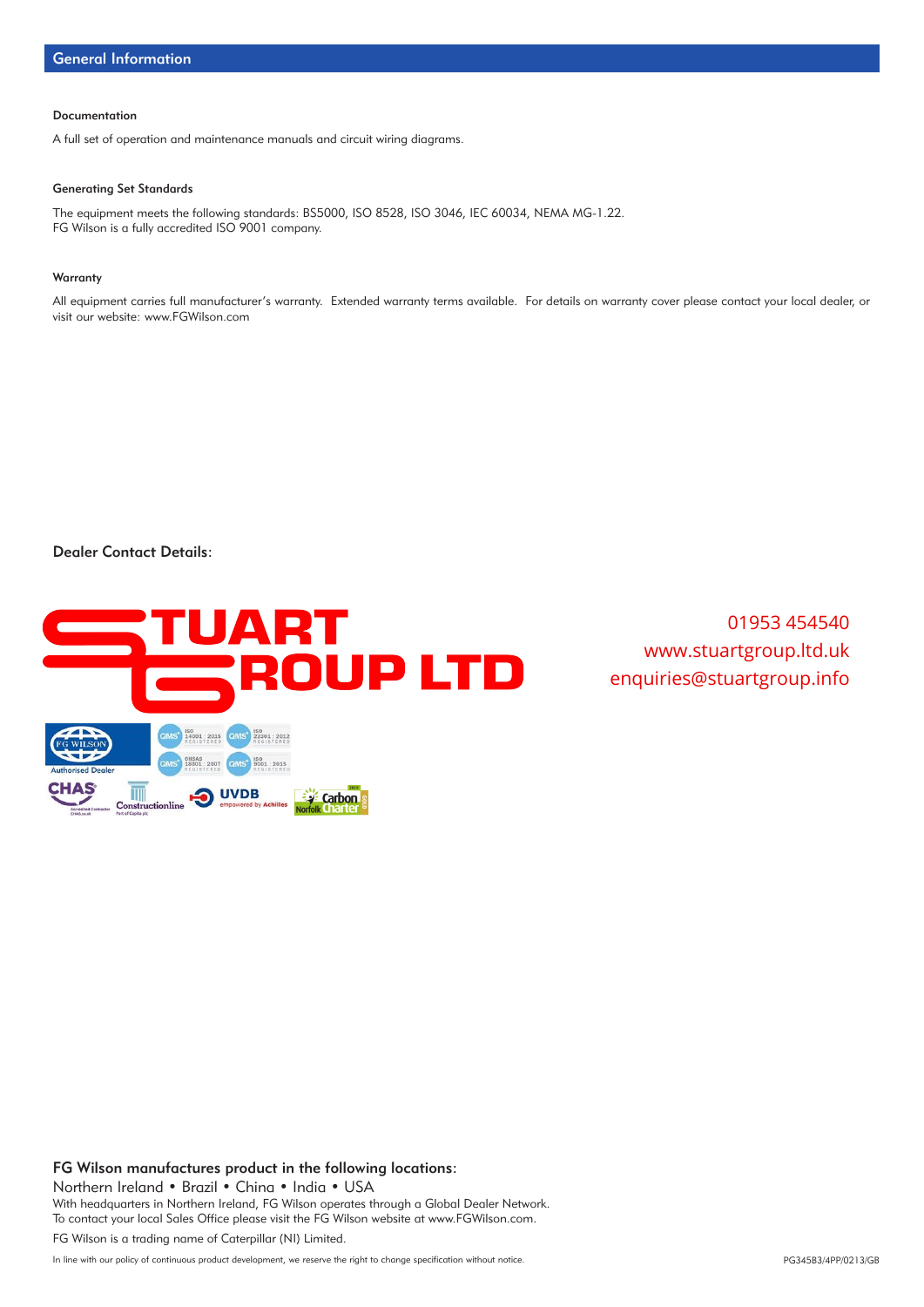## General Information

### Documentation

A full set of operation and maintenance manuals and circuit wiring diagrams.

### Generating Set Standards

The equipment meets the following standards: BS5000, ISO 8528, ISO 3046, IEC 60034, NEMA MG-1.22.
FG Wilson is a fully accredited ISO 9001 company.

### Warranty

All equipment carries full manufacturer's warranty. Extended warranty terms available. For details on warranty cover please contact your local dealer, or visit our website: www.FGWilson.com

**Dealer Contact Details:**

STUART GROUP LTD

01953 454540
www.stuartgroup.ltd.uk
enquiries@stuartgroup.info

FG WILSON Authorised Dealer

ISO 14001 : 2015 REGISTERED
ISO 22301 : 2012 REGISTERED
OHSAS 18001 : 2007 REGISTERED
ISO 9001 : 2015 REGISTERED

CHAS Accredited Contractor
Constructionline
UVDB empowered by Achilles
Norfolk Carbon Charter

**FG Wilson manufactures product in the following locations:**

Northern Ireland • Brazil • China • India • USA

With headquarters in Northern Ireland, FG Wilson operates through a Global Dealer Network.
To contact your local Sales Office please visit the FG Wilson website at www.FGWilson.com.

FG Wilson is a trading name of Caterpillar (NI) Limited.

In line with our policy of continuous product development, we reserve the right to change specification without notice.

PG345B3/4PP/0213/GB